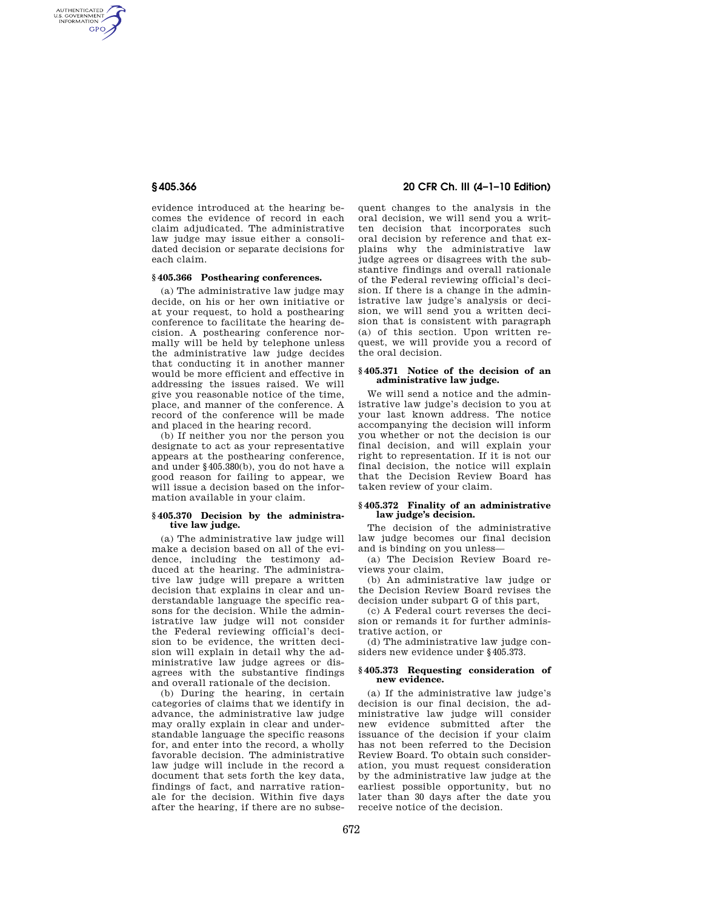evidence introduced at the hearing becomes the evidence of record in each claim adjudicated. The administrative law judge may issue either a consolidated decision or separate decisions for each claim.

## § 405.366 Posthearing conferences.

(a) The administrative law judge may decide, on his or her own initiative or at your request, to hold a posthearing conference to facilitate the hearing decision. A posthearing conference normally will be held by telephone unless the administrative law judge decides that conducting it in another manner would be more efficient and effective in addressing the issues raised. We will give you reasonable notice of the time, place, and manner of the conference. A record of the conference will be made and placed in the hearing record.

(b) If neither you nor the person you designate to act as your representative appears at the posthearing conference, and under § 405.380(b), you do not have a good reason for failing to appear, we will issue a decision based on the information available in your claim.

## § 405.370 Decision by the administrative law judge.

(a) The administrative law judge will make a decision based on all of the evidence, including the testimony adduced at the hearing. The administrative law judge will prepare a written decision that explains in clear and understandable language the specific reasons for the decision. While the administrative law judge will not consider the Federal reviewing official's decision to be evidence, the written decision will explain in detail why the administrative law judge agrees or disagrees with the substantive findings and overall rationale of the decision.

(b) During the hearing, in certain categories of claims that we identify in advance, the administrative law judge may orally explain in clear and understandable language the specific reasons for, and enter into the record, a wholly favorable decision. The administrative law judge will include in the record a document that sets forth the key data, findings of fact, and narrative rationale for the decision. Within five days after the hearing, if there are no subsequent changes to the analysis in the oral decision, we will send you a written decision that incorporates such oral decision by reference and that explains why the administrative law judge agrees or disagrees with the substantive findings and overall rationale of the Federal reviewing official's decision. If there is a change in the administrative law judge's analysis or decision, we will send you a written decision that is consistent with paragraph (a) of this section. Upon written request, we will provide you a record of the oral decision.

## § 405.371 Notice of the decision of an administrative law judge.

We will send a notice and the administrative law judge's decision to you at your last known address. The notice accompanying the decision will inform you whether or not the decision is our final decision, and will explain your right to representation. If it is not our final decision, the notice will explain that the Decision Review Board has taken review of your claim.

## § 405.372 Finality of an administrative law judge's decision.

The decision of the administrative law judge becomes our final decision and is binding on you unless—

(a) The Decision Review Board reviews your claim,

(b) An administrative law judge or the Decision Review Board revises the decision under subpart G of this part,

(c) A Federal court reverses the decision or remands it for further administrative action, or

(d) The administrative law judge considers new evidence under § 405.373.

## § 405.373 Requesting consideration of new evidence.

(a) If the administrative law judge's decision is our final decision, the administrative law judge will consider new evidence submitted after the issuance of the decision if your claim has not been referred to the Decision Review Board. To obtain such consideration, you must request consideration by the administrative law judge at the earliest possible opportunity, but no later than 30 days after the date you receive notice of the decision.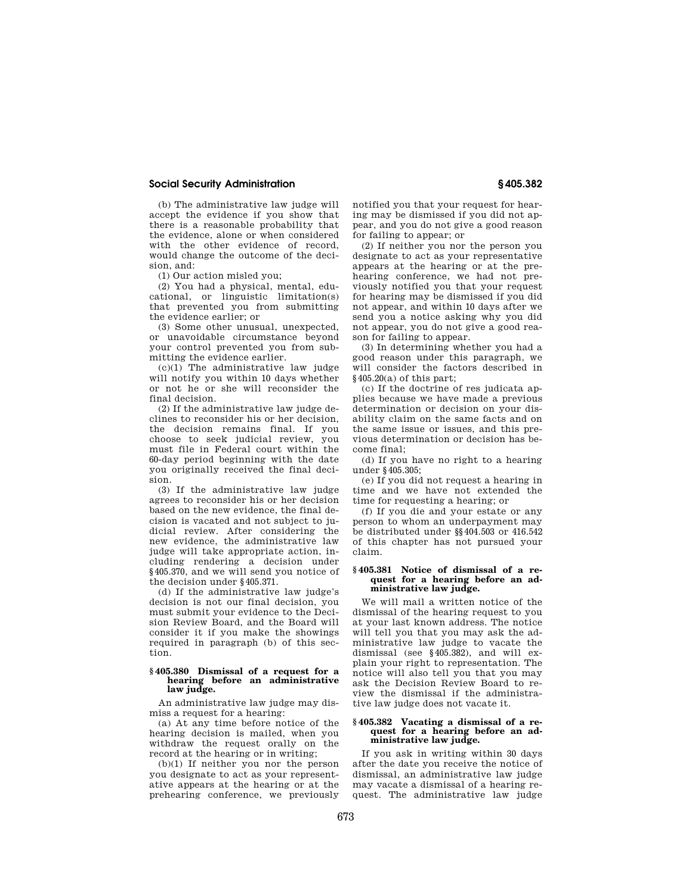(b) The administrative law judge will accept the evidence if you show that there is a reasonable probability that the evidence, alone or when considered with the other evidence of record, would change the outcome of the decision, and:

(1) Our action misled you;

(2) You had a physical, mental, educational, or linguistic limitation(s) that prevented you from submitting the evidence earlier; or

(3) Some other unusual, unexpected, or unavoidable circumstance beyond your control prevented you from submitting the evidence earlier.

(c)(1) The administrative law judge will notify you within 10 days whether or not he or she will reconsider the final decision.

(2) If the administrative law judge declines to reconsider his or her decision, the decision remains final. If you choose to seek judicial review, you must file in Federal court within the 60-day period beginning with the date you originally received the final decision.

(3) If the administrative law judge agrees to reconsider his or her decision based on the new evidence, the final decision is vacated and not subject to judicial review. After considering the new evidence, the administrative law judge will take appropriate action, including rendering a decision under §405.370, and we will send you notice of the decision under §405.371.

(d) If the administrative law judge's decision is not our final decision, you must submit your evidence to the Decision Review Board, and the Board will consider it if you make the showings required in paragraph (b) of this section.

### §405.380 Dismissal of a request for a hearing before an administrative law judge.

An administrative law judge may dismiss a request for a hearing:

(a) At any time before notice of the hearing decision is mailed, when you withdraw the request orally on the record at the hearing or in writing;

(b)(1) If neither you nor the person you designate to act as your representative appears at the hearing or at the prehearing conference, we previously notified you that your request for hearing may be dismissed if you did not appear, and you do not give a good reason for failing to appear; or

(2) If neither you nor the person you designate to act as your representative appears at the hearing or at the prehearing conference, we had not previously notified you that your request for hearing may be dismissed if you did not appear, and within 10 days after we send you a notice asking why you did not appear, you do not give a good reason for failing to appear.

(3) In determining whether you had a good reason under this paragraph, we will consider the factors described in §405.20(a) of this part;

(c) If the doctrine of res judicata applies because we have made a previous determination or decision on your disability claim on the same facts and on the same issue or issues, and this previous determination or decision has become final;

(d) If you have no right to a hearing under §405.305;

(e) If you did not request a hearing in time and we have not extended the time for requesting a hearing; or

(f) If you die and your estate or any person to whom an underpayment may be distributed under §§404.503 or 416.542 of this chapter has not pursued your claim.

### §405.381 Notice of dismissal of a request for a hearing before an administrative law judge.

We will mail a written notice of the dismissal of the hearing request to you at your last known address. The notice will tell you that you may ask the administrative law judge to vacate the dismissal (see §405.382), and will explain your right to representation. The notice will also tell you that you may ask the Decision Review Board to review the dismissal if the administrative law judge does not vacate it.

### §405.382 Vacating a dismissal of a request for a hearing before an administrative law judge.

If you ask in writing within 30 days after the date you receive the notice of dismissal, an administrative law judge may vacate a dismissal of a hearing request. The administrative law judge